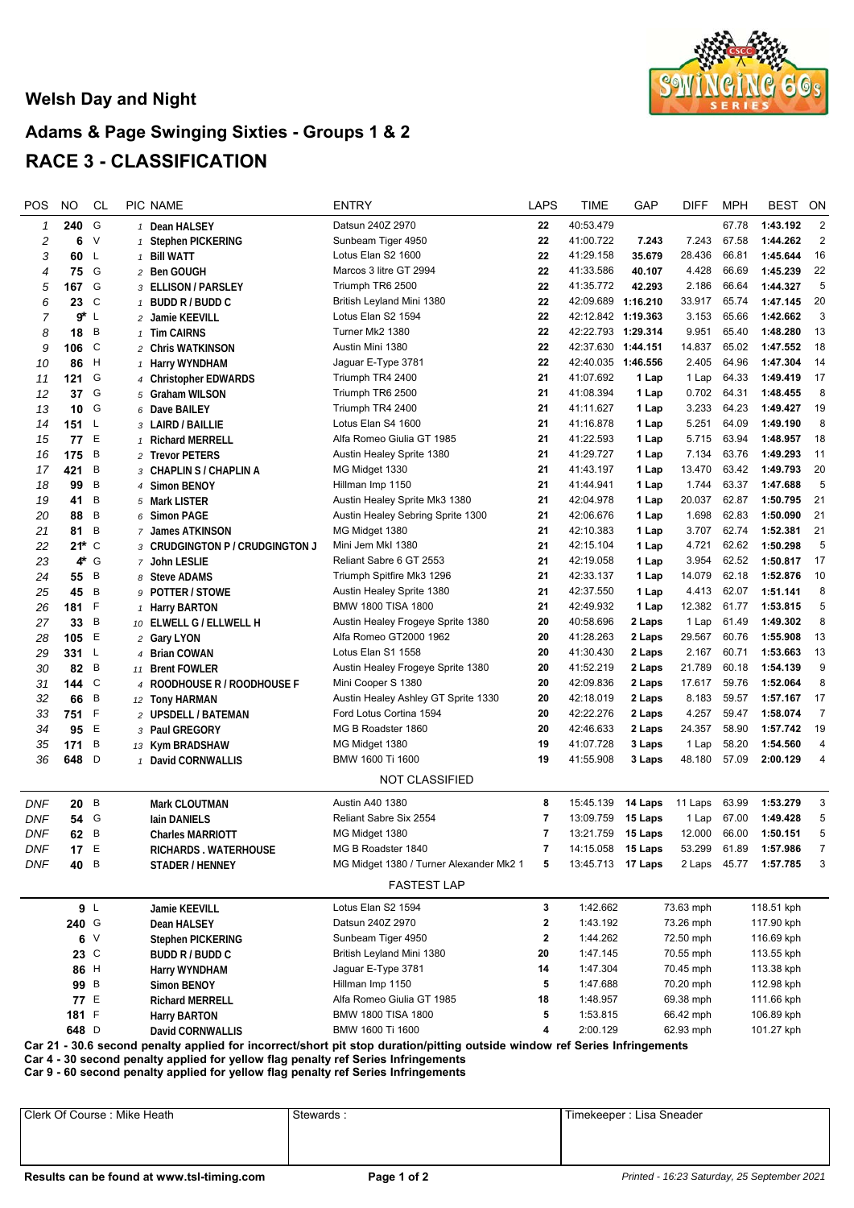## Welsh Day and Night

# Adams & Page Swinging Sixties - Groups 1 & 2

# RACE 3 - CLASSIFICATION

| POS | NO | CL | PIC | NAME | ENTRY | LAPS | TIME | GAP | DIFF | MPH | BEST | ON |
|---|---|---|---|---|---|---|---|---|---|---|---|---|
| 1 | 240 | G | 1 | Dean HALSEY | Datsun 240Z 2970 | 22 | 40:53.479 | | | 67.78 | 1:43.192 | 2 |
| 2 | 6 | V | 1 | Stephen PICKERING | Sunbeam Tiger 4950 | 22 | 41:00.722 | 7.243 | 7.243 | 67.58 | 1:44.262 | 2 |
| 3 | 60 | L | 1 | Bill WATT | Lotus Elan S2 1600 | 22 | 41:29.158 | 35.679 | 28.436 | 66.81 | 1:45.644 | 16 |
| 4 | 75 | G | 2 | Ben GOUGH | Marcos 3 litre GT 2994 | 22 | 41:33.586 | 40.107 | 4.428 | 66.69 | 1:45.239 | 22 |
| 5 | 167 | G | 3 | ELLISON / PARSLEY | Triumph TR6 2500 | 22 | 41:35.772 | 42.293 | 2.186 | 66.64 | 1:44.327 | 5 |
| 6 | 23 | C | 1 | BUDD R / BUDD C | British Leyland Mini 1380 | 22 | 42:09.689 | 1:16.210 | 33.917 | 65.74 | 1:47.145 | 20 |
| 7 | 9* | L | 2 | Jamie KEEVILL | Lotus Elan S2 1594 | 22 | 42:12.842 | 1:19.363 | 3.153 | 65.66 | 1:42.662 | 3 |
| 8 | 18 | B | 1 | Tim CAIRNS | Turner Mk2 1380 | 22 | 42:22.793 | 1:29.314 | 9.951 | 65.40 | 1:48.280 | 13 |
| 9 | 106 | C | 2 | Chris WATKINSON | Austin Mini 1380 | 22 | 42:37.630 | 1:44.151 | 14.837 | 65.02 | 1:47.552 | 18 |
| 10 | 86 | H | 1 | Harry WYNDHAM | Jaguar E-Type 3781 | 22 | 42:40.035 | 1:46.556 | 2.405 | 64.96 | 1:47.304 | 14 |
| 11 | 121 | G | 4 | Christopher EDWARDS | Triumph TR4 2400 | 21 | 41:07.692 | 1 Lap | 1 Lap | 64.33 | 1:49.419 | 17 |
| 12 | 37 | G | 5 | Graham WILSON | Triumph TR6 2500 | 21 | 41:08.394 | 1 Lap | 0.702 | 64.31 | 1:48.455 | 8 |
| 13 | 10 | G | 6 | Dave BAILEY | Triumph TR4 2400 | 21 | 41:11.627 | 1 Lap | 3.233 | 64.23 | 1:49.427 | 19 |
| 14 | 151 | L | 3 | LAIRD / BAILLIE | Lotus Elan S4 1600 | 21 | 41:16.878 | 1 Lap | 5.251 | 64.09 | 1:49.190 | 8 |
| 15 | 77 | E | 1 | Richard MERRELL | Alfa Romeo Giulia GT 1985 | 21 | 41:22.593 | 1 Lap | 5.715 | 63.94 | 1:48.957 | 18 |
| 16 | 175 | B | 2 | Trevor PETERS | Austin Healey Sprite 1380 | 21 | 41:29.727 | 1 Lap | 7.134 | 63.76 | 1:49.293 | 11 |
| 17 | 421 | B | 3 | CHAPLIN S / CHAPLIN A | MG Midget 1330 | 21 | 41:43.197 | 1 Lap | 13.470 | 63.42 | 1:49.793 | 20 |
| 18 | 99 | B | 4 | Simon BENOY | Hillman Imp 1150 | 21 | 41:44.941 | 1 Lap | 1.744 | 63.37 | 1:47.688 | 5 |
| 19 | 41 | B | 5 | Mark LISTER | Austin Healey Sprite Mk3 1380 | 21 | 42:04.978 | 1 Lap | 20.037 | 62.87 | 1:50.795 | 21 |
| 20 | 88 | B | 6 | Simon PAGE | Austin Healey Sebring Sprite 1300 | 21 | 42:06.676 | 1 Lap | 1.698 | 62.83 | 1:50.090 | 21 |
| 21 | 81 | B | 7 | James ATKINSON | MG Midget 1380 | 21 | 42:10.383 | 1 Lap | 3.707 | 62.74 | 1:52.381 | 21 |
| 22 | 21* | C | 3 | CRUDGINGTON P / CRUDGINGTON J | Mini Jem MkI 1380 | 21 | 42:15.104 | 1 Lap | 4.721 | 62.62 | 1:50.298 | 5 |
| 23 | 4* | G | 7 | John LESLIE | Reliant Sabre 6 GT 2553 | 21 | 42:19.058 | 1 Lap | 3.954 | 62.52 | 1:50.817 | 17 |
| 24 | 55 | B | 8 | Steve ADAMS | Triumph Spitfire Mk3 1296 | 21 | 42:33.137 | 1 Lap | 14.079 | 62.18 | 1:52.876 | 10 |
| 25 | 45 | B | 9 | POTTER / STOWE | Austin Healey Sprite 1380 | 21 | 42:37.550 | 1 Lap | 4.413 | 62.07 | 1:51.141 | 8 |
| 26 | 181 | F | 1 | Harry BARTON | BMW 1800 TISA 1800 | 21 | 42:49.932 | 1 Lap | 12.382 | 61.77 | 1:53.815 | 5 |
| 27 | 33 | B | 10 | ELLWELL G / ELLWELL H | Austin Healey Frogeye Sprite 1380 | 20 | 40:58.696 | 2 Laps | 1 Lap | 61.49 | 1:49.302 | 8 |
| 28 | 105 | E | 2 | Gary LYON | Alfa Romeo GT2000 1962 | 20 | 41:28.263 | 2 Laps | 29.567 | 60.76 | 1:55.908 | 13 |
| 29 | 331 | L | 4 | Brian COWAN | Lotus Elan S1 1558 | 20 | 41:30.430 | 2 Laps | 2.167 | 60.71 | 1:53.663 | 13 |
| 30 | 82 | B | 11 | Brent FOWLER | Austin Healey Frogeye Sprite 1380 | 20 | 41:52.219 | 2 Laps | 21.789 | 60.18 | 1:54.139 | 9 |
| 31 | 144 | C | 4 | ROODHOUSE R / ROODHOUSE F | Mini Cooper S 1380 | 20 | 42:09.836 | 2 Laps | 17.617 | 59.76 | 1:52.064 | 8 |
| 32 | 66 | B | 12 | Tony HARMAN | Austin Healey Ashley GT Sprite 1330 | 20 | 42:18.019 | 2 Laps | 8.183 | 59.57 | 1:57.167 | 17 |
| 33 | 751 | F | 2 | UPSDELL / BATEMAN | Ford Lotus Cortina 1594 | 20 | 42:22.276 | 2 Laps | 4.257 | 59.47 | 1:58.074 | 7 |
| 34 | 95 | E | 3 | Paul GREGORY | MG B Roadster 1860 | 20 | 42:46.633 | 2 Laps | 24.357 | 58.90 | 1:57.742 | 19 |
| 35 | 171 | B | 13 | Kym BRADSHAW | MG Midget 1380 | 19 | 41:07.728 | 3 Laps | 1 Lap | 58.20 | 1:54.560 | 4 |
| 36 | 648 | D | 1 | David CORNWALLIS | BMW 1600 Ti 1600 | 19 | 41:55.908 | 3 Laps | 48.180 | 57.09 | 2:00.129 | 4 |

### NOT CLASSIFIED

| POS | NO | CL | PIC | NAME | ENTRY | LAPS | TIME | GAP | DIFF | MPH | BEST | ON |
|---|---|---|---|---|---|---|---|---|---|---|---|---|
| DNF | 20 | B | | Mark CLOUTMAN | Austin A40 1380 | 8 | 15:45.139 | 14 Laps | 11 Laps | 63.99 | 1:53.279 | 3 |
| DNF | 54 | G | | Iain DANIELS | Reliant Sabre Six 2554 | 7 | 13:09.759 | 15 Laps | 1 Lap | 67.00 | 1:49.428 | 5 |
| DNF | 62 | B | | Charles MARRIOTT | MG Midget 1380 | 7 | 13:21.759 | 15 Laps | 12.000 | 66.00 | 1:50.151 | 5 |
| DNF | 17 | E | | RICHARDS . WATERHOUSE | MG B Roadster 1840 | 7 | 14:15.058 | 15 Laps | 53.299 | 61.89 | 1:57.986 | 7 |
| DNF | 40 | B | | STADER / HENNEY | MG Midget 1380 / Turner Alexander Mk2 1 | 5 | 13:45.713 | 17 Laps | 2 Laps | 45.77 | 1:57.785 | 3 |

### FASTEST LAP

| NO | CL | NAME | ENTRY | LAP | TIME | MPH | KPH |
|---|---|---|---|---|---|---|---|
| 9 | L | Jamie KEEVILL | Lotus Elan S2 1594 | 3 | 1:42.662 | 73.63 mph | 118.51 kph |
| 240 | G | Dean HALSEY | Datsun 240Z 2970 | 2 | 1:43.192 | 73.26 mph | 117.90 kph |
| 6 | V | Stephen PICKERING | Sunbeam Tiger 4950 | 2 | 1:44.262 | 72.50 mph | 116.69 kph |
| 23 | C | BUDD R / BUDD C | British Leyland Mini 1380 | 20 | 1:47.145 | 70.55 mph | 113.55 kph |
| 86 | H | Harry WYNDHAM | Jaguar E-Type 3781 | 14 | 1:47.304 | 70.45 mph | 113.38 kph |
| 99 | B | Simon BENOY | Hillman Imp 1150 | 5 | 1:47.688 | 70.20 mph | 112.98 kph |
| 77 | E | Richard MERRELL | Alfa Romeo Giulia GT 1985 | 18 | 1:48.957 | 69.38 mph | 111.66 kph |
| 181 | F | Harry BARTON | BMW 1800 TISA 1800 | 5 | 1:53.815 | 66.42 mph | 106.89 kph |
| 648 | D | David CORNWALLIS | BMW 1600 Ti 1600 | 4 | 2:00.129 | 62.93 mph | 101.27 kph |

**Car 21 - 30.6 second penalty applied for incorrect/short pit stop duration/pitting outside window ref Series Infringements**
**Car 4 - 30 second penalty applied for yellow flag penalty ref Series Infringements**
**Car 9 - 60 second penalty applied for yellow flag penalty ref Series Infringements**

| Clerk Of Course : Mike Heath | Stewards : | Timekeeper : Lisa Sneader |
|---|---|---|

**Results can be found at www.tsl-timing.com**

*Printed - 16:23 Saturday, 25 September 2021*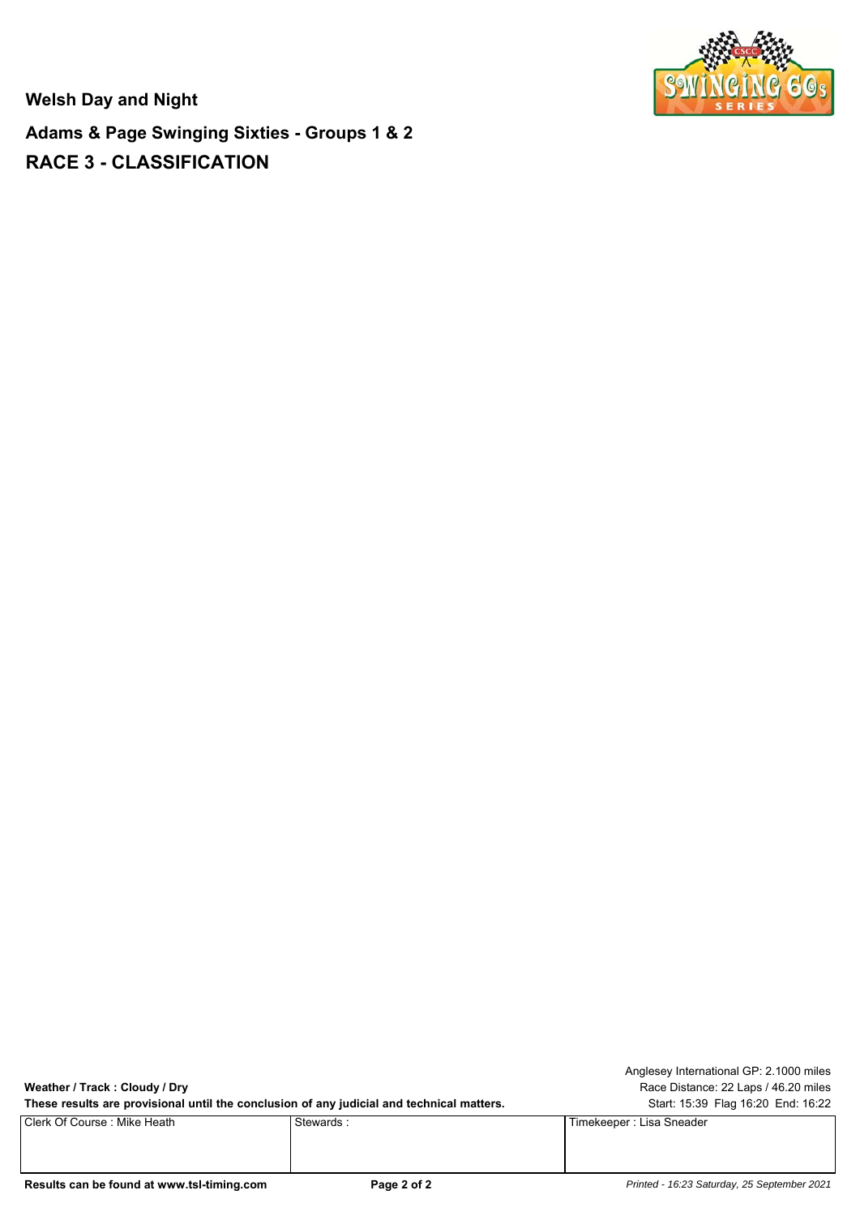**Welsh Day and Night**

**Adams & Page Swinging Sixties - Groups 1 & 2**

## RACE 3 - CLASSIFICATION

Anglesey International GP: 2.1000 miles

**Weather / Track : Cloudy / Dry**

Race Distance: 22 Laps / 46.20 miles

**These results are provisional until the conclusion of any judicial and technical matters.**

Start: 15:39 Flag 16:20 End: 16:22

| | | |
|---|---|---|
| Clerk Of Course : Mike Heath | Stewards : | Timekeeper : Lisa Sneader |

**Results can be found at www.tsl-timing.com**

*Printed - 16:23 Saturday, 25 September 2021*